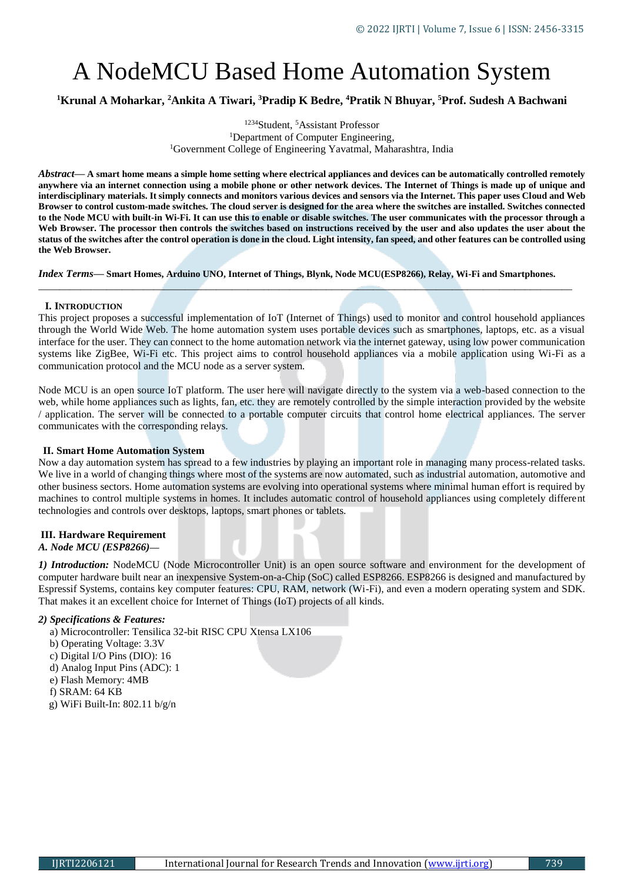# A NodeMCU Based Home Automation System

**[1]Krunal A Moharkar, [2]Ankita A Tiwari, [3]Pradip K Bedre, [4]Pratik N Bhuyar, [5]Prof. Sudesh A Bachwani**

[1234]Student, [5]Assistant Professor
[1]Department of Computer Engineering,
[1]Government College of Engineering Yavatmal, Maharashtra, India

***Abstract*— A smart home means a simple home setting where electrical appliances and devices can be automatically controlled remotely anywhere via an internet connection using a mobile phone or other network devices. The Internet of Things is made up of unique and interdisciplinary materials. It simply connects and monitors various devices and sensors via the Internet. This paper uses Cloud and Web Browser to control custom-made switches. The cloud server is designed for the area where the switches are installed. Switches connected to the Node MCU with built-in Wi-Fi. It can use this to enable or disable switches. The user communicates with the processor through a Web Browser. The processor then controls the switches based on instructions received by the user and also updates the user about the status of the switches after the control operation is done in the cloud. Light intensity, fan speed, and other features can be controlled using the Web Browser.**

***Index Terms*— Smart Homes, Arduino UNO, Internet of Things, Blynk, Node MCU(ESP8266), Relay, Wi-Fi and Smartphones.**

## I. Introduction

This project proposes a successful implementation of IoT (Internet of Things) used to monitor and control household appliances through the World Wide Web. The home automation system uses portable devices such as smartphones, laptops, etc. as a visual interface for the user. They can connect to the home automation network via the internet gateway, using low power communication systems like ZigBee, Wi-Fi etc. This project aims to control household appliances via a mobile application using Wi-Fi as a communication protocol and the MCU node as a server system.

Node MCU is an open source IoT platform. The user here will navigate directly to the system via a web-based connection to the web, while home appliances such as lights, fan, etc. they are remotely controlled by the simple interaction provided by the website / application. The server will be connected to a portable computer circuits that control home electrical appliances. The server communicates with the corresponding relays.

## II. Smart Home Automation System

Now a day automation system has spread to a few industries by playing an important role in managing many process-related tasks. We live in a world of changing things where most of the systems are now automated, such as industrial automation, automotive and other business sectors. Home automation systems are evolving into operational systems where minimal human effort is required by machines to control multiple systems in homes. It includes automatic control of household appliances using completely different technologies and controls over desktops, laptops, smart phones or tablets.

## III. Hardware Requirement

### *A. Node MCU (ESP8266)—*

***1) Introduction:*** NodeMCU (Node Microcontroller Unit) is an open source software and environment for the development of computer hardware built near an inexpensive System-on-a-Chip (SoC) called ESP8266. ESP8266 is designed and manufactured by Espressif Systems, contains key computer features: CPU, RAM, network (Wi-Fi), and even a modern operating system and SDK. That makes it an excellent choice for Internet of Things (IoT) projects of all kinds.

***2) Specifications & Features:***

a) Microcontroller: Tensilica 32-bit RISC CPU Xtensa LX106
b) Operating Voltage: 3.3V
c) Digital I/O Pins (DIO): 16
d) Analog Input Pins (ADC): 1
e) Flash Memory: 4MB
f) SRAM: 64 KB
g) WiFi Built-In: 802.11 b/g/n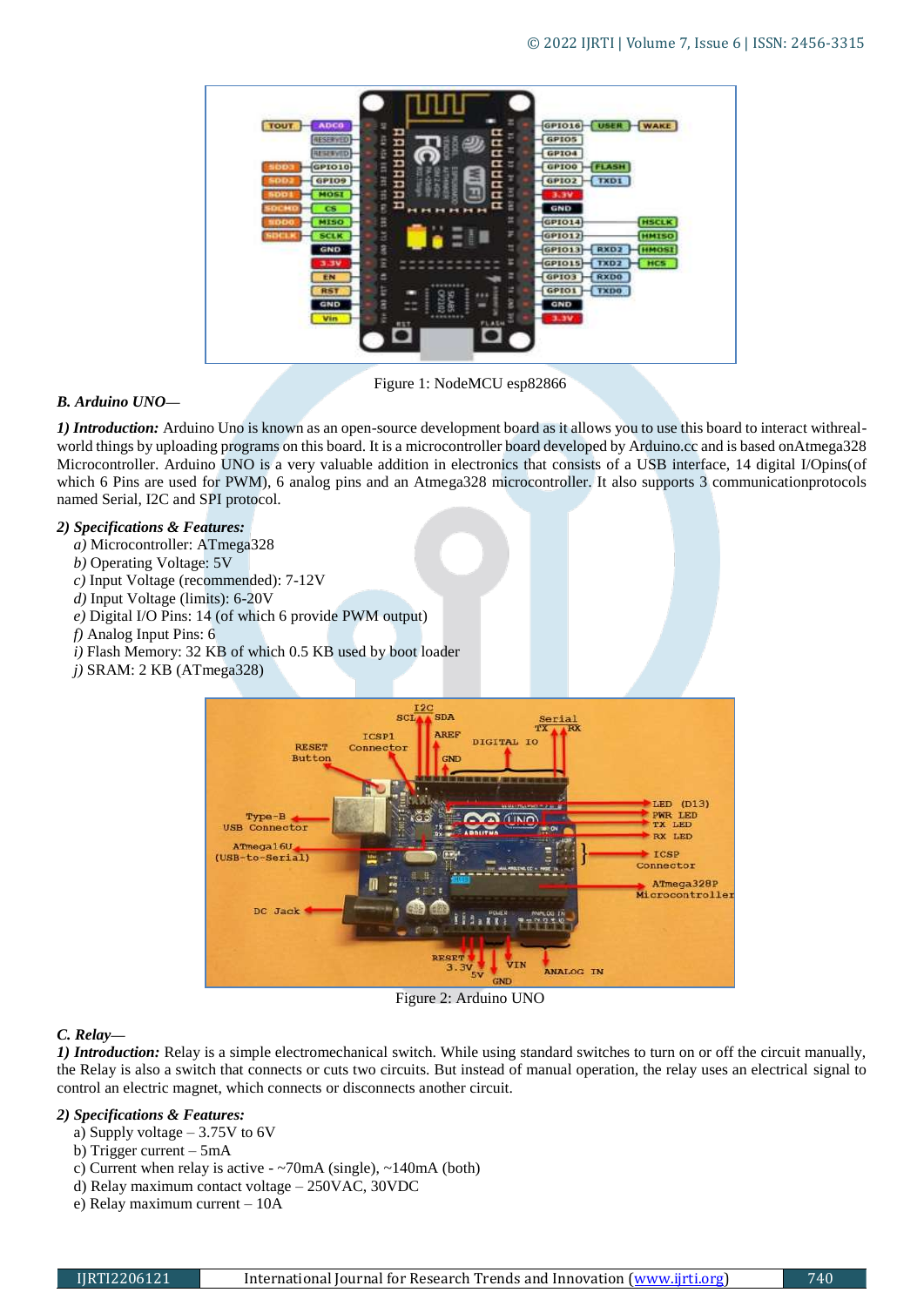Figure 1: NodeMCU esp82866

### B. Arduino UNO—

***1) Introduction:*** Arduino Uno is known as an open-source development board as it allows you to use this board to interact withreal-world things by uploading programs on this board. It is a microcontroller board developed by Arduino.cc and is based onAtmega328 Microcontroller. Arduino UNO is a very valuable addition in electronics that consists of a USB interface, 14 digital I/Opins(of which 6 Pins are used for PWM), 6 analog pins and an Atmega328 microcontroller. It also supports 3 communicationprotocols named Serial, I2C and SPI protocol.

***2) Specifications & Features:***

*a)* Microcontroller: ATmega328
*b)* Operating Voltage: 5V
*c)* Input Voltage (recommended): 7-12V
*d)* Input Voltage (limits): 6-20V
*e)* Digital I/O Pins: 14 (of which 6 provide PWM output)
*f)* Analog Input Pins: 6
*i)* Flash Memory: 32 KB of which 0.5 KB used by boot loader
*j)* SRAM: 2 KB (ATmega328)

Figure 2: Arduino UNO

### C. Relay—

***1) Introduction:*** Relay is a simple electromechanical switch. While using standard switches to turn on or off the circuit manually, the Relay is also a switch that connects or cuts two circuits. But instead of manual operation, the relay uses an electrical signal to control an electric magnet, which connects or disconnects another circuit.

***2) Specifications & Features:***

a) Supply voltage – 3.75V to 6V
b) Trigger current – 5mA
c) Current when relay is active - ~70mA (single), ~140mA (both)
d) Relay maximum contact voltage – 250VAC, 30VDC
e) Relay maximum current – 10A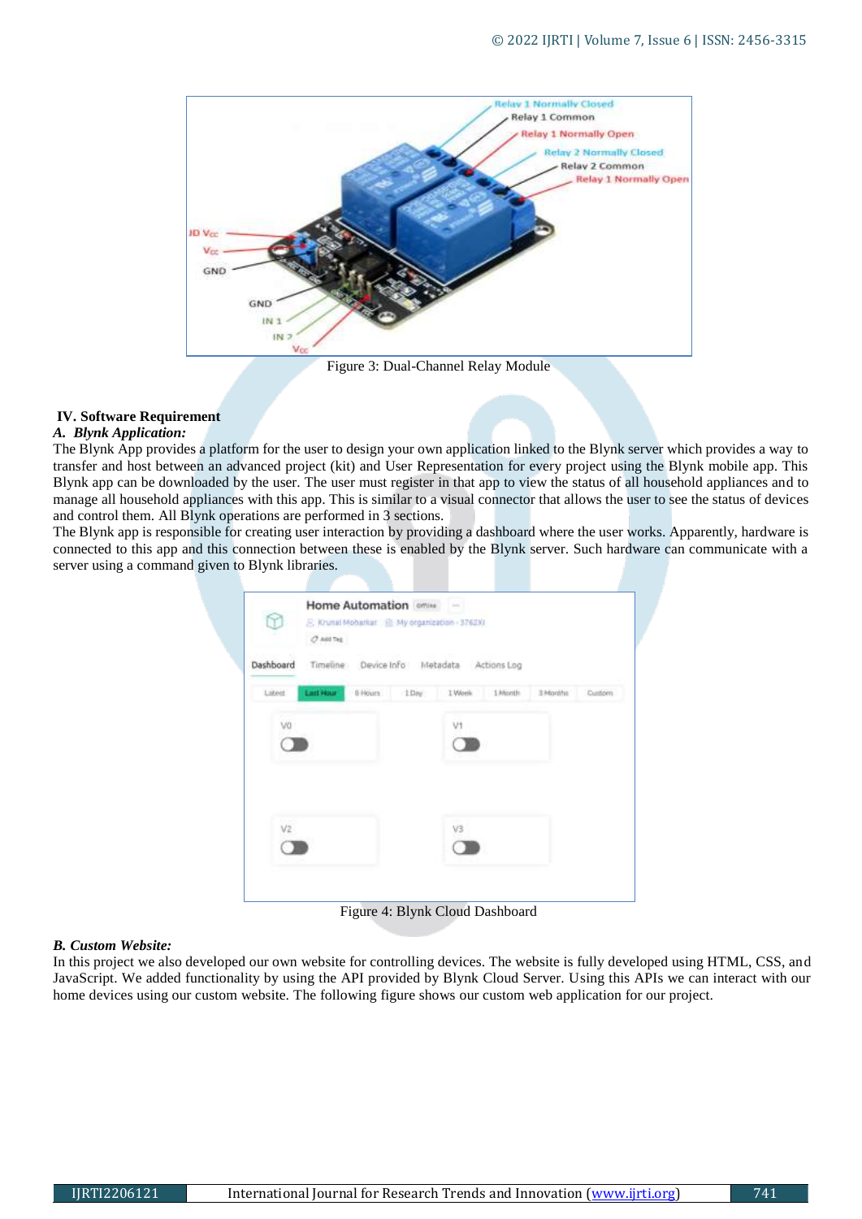Figure 3: Dual-Channel Relay Module

## IV. Software Requirement

### *A. Blynk Application:*

The Blynk App provides a platform for the user to design your own application linked to the Blynk server which provides a way to transfer and host between an advanced project (kit) and User Representation for every project using the Blynk mobile app. This Blynk app can be downloaded by the user. The user must register in that app to view the status of all household appliances and to manage all household appliances with this app. This is similar to a visual connector that allows the user to see the status of devices and control them. All Blynk operations are performed in 3 sections.

The Blynk app is responsible for creating user interaction by providing a dashboard where the user works. Apparently, hardware is connected to this app and this connection between these is enabled by the Blynk server. Such hardware can communicate with a server using a command given to Blynk libraries.

Figure 4: Blynk Cloud Dashboard

### *B. Custom Website:*

In this project we also developed our own website for controlling devices. The website is fully developed using HTML, CSS, and JavaScript. We added functionality by using the API provided by Blynk Cloud Server. Using this APIs we can interact with our home devices using our custom website. The following figure shows our custom web application for our project.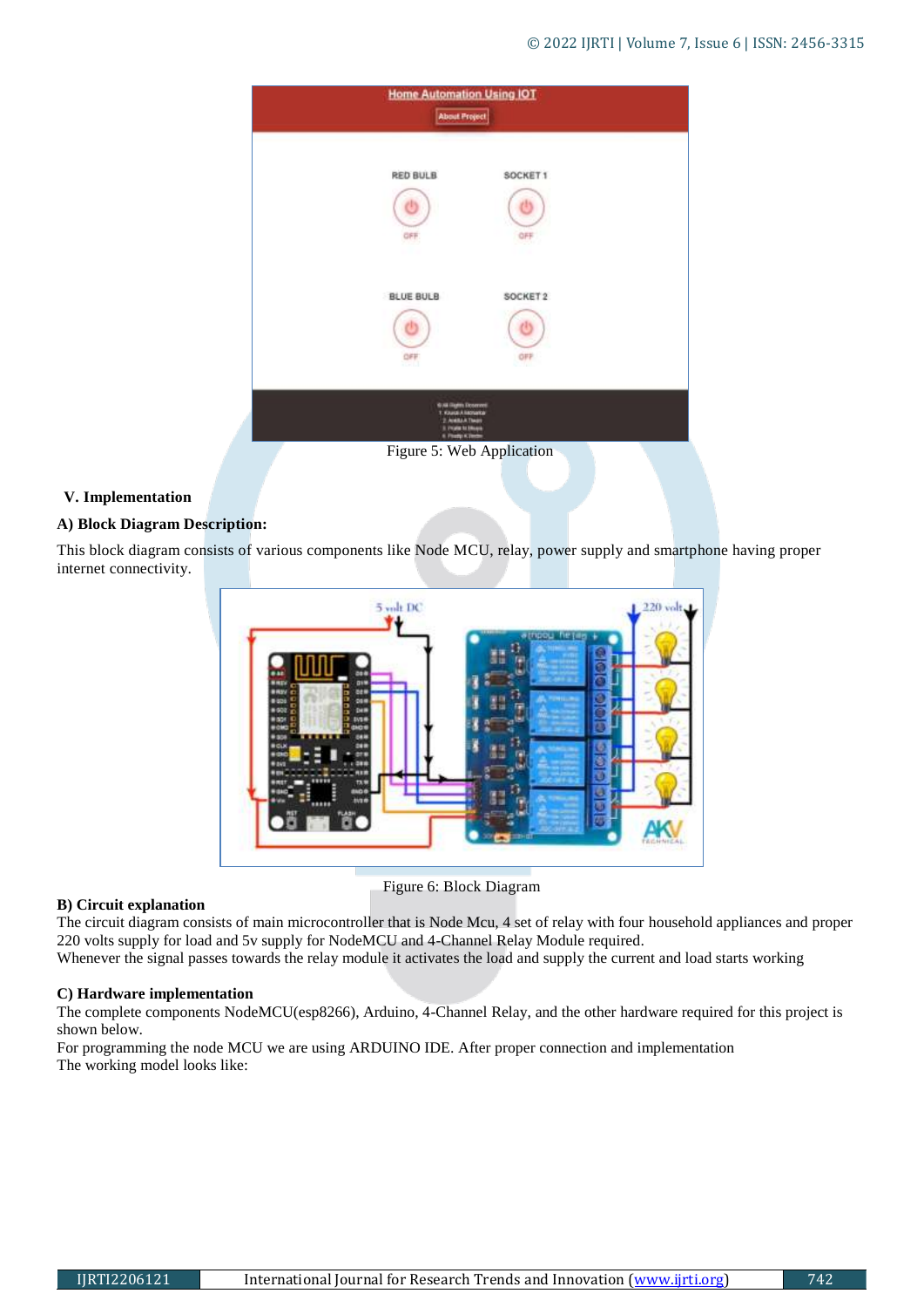Figure 5: Web Application

### V. Implementation

**A) Block Diagram Description:**

This block diagram consists of various components like Node MCU, relay, power supply and smartphone having proper internet connectivity.

Figure 6: Block Diagram

**B) Circuit explanation**

The circuit diagram consists of main microcontroller that is Node Mcu, 4 set of relay with four household appliances and proper 220 volts supply for load and 5v supply for NodeMCU and 4-Channel Relay Module required.
Whenever the signal passes towards the relay module it activates the load and supply the current and load starts working

**C) Hardware implementation**

The complete components NodeMCU(esp8266), Arduino, 4-Channel Relay, and the other hardware required for this project is shown below.
For programming the node MCU we are using ARDUINO IDE. After proper connection and implementation
The working model looks like: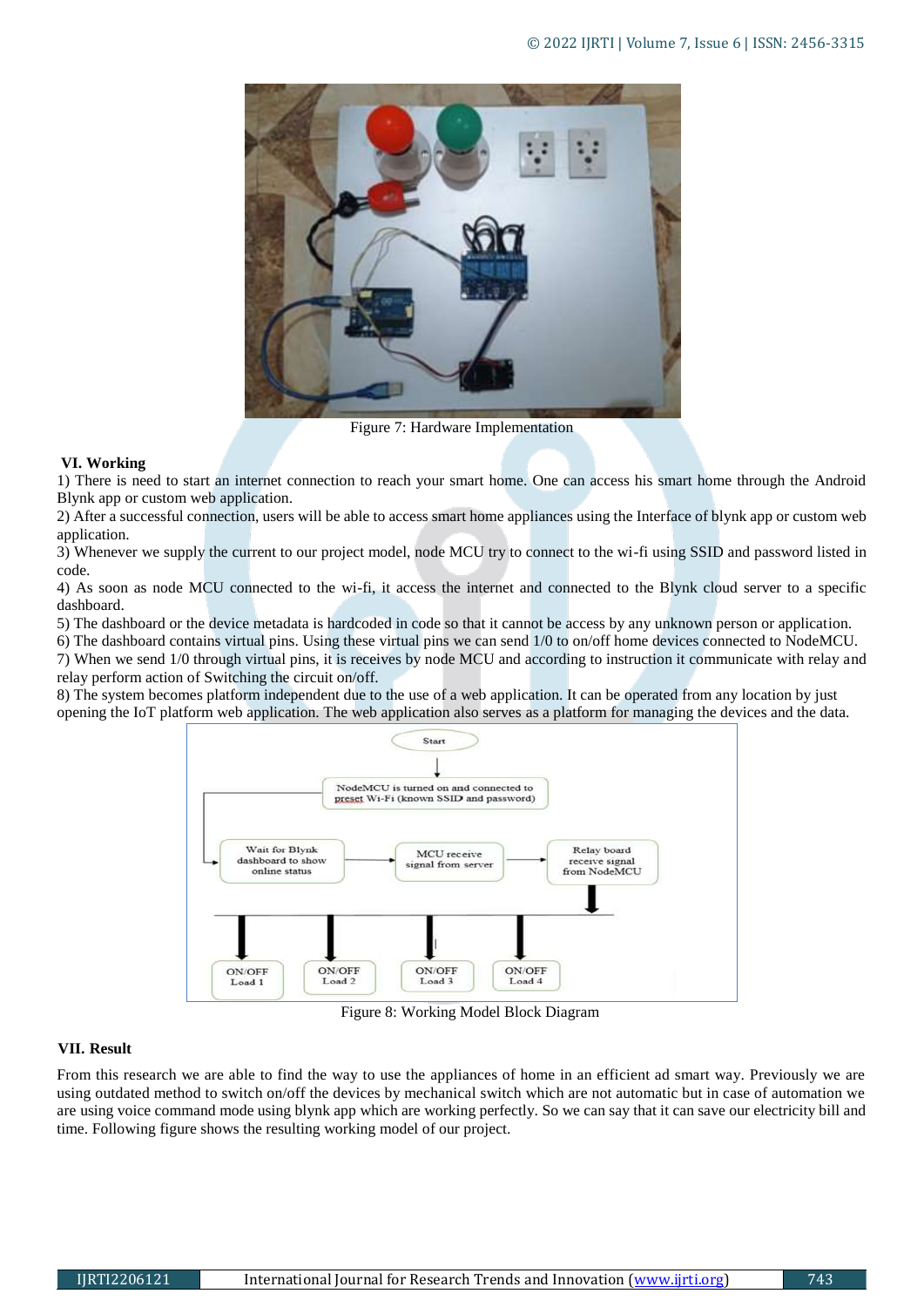Figure 7: Hardware Implementation

### VI. Working

1) There is need to start an internet connection to reach your smart home. One can access his smart home through the Android Blynk app or custom web application.
2) After a successful connection, users will be able to access smart home appliances using the Interface of blynk app or custom web application.
3) Whenever we supply the current to our project model, node MCU try to connect to the wi-fi using SSID and password listed in code.
4) As soon as node MCU connected to the wi-fi, it access the internet and connected to the Blynk cloud server to a specific dashboard.
5) The dashboard or the device metadata is hardcoded in code so that it cannot be access by any unknown person or application.
6) The dashboard contains virtual pins. Using these virtual pins we can send 1/0 to on/off home devices connected to NodeMCU.
7) When we send 1/0 through virtual pins, it is receives by node MCU and according to instruction it communicate with relay and relay perform action of Switching the circuit on/off.
8) The system becomes platform independent due to the use of a web application. It can be operated from any location by just opening the IoT platform web application. The web application also serves as a platform for managing the devices and the data.

Start

NodeMCU is turned on and connected to preset Wi-Fi (known SSID and password)

Wait for Blynk dashboard to show online status

MCU receive signal from server

Relay board receive signal from NodeMCU

ON/OFF Load 1

ON/OFF Load 2

ON/OFF Load 3

ON/OFF Load 4

Figure 8: Working Model Block Diagram

### VII. Result

From this research we are able to find the way to use the appliances of home in an efficient ad smart way. Previously we are using outdated method to switch on/off the devices by mechanical switch which are not automatic but in case of automation we are using voice command mode using blynk app which are working perfectly. So we can say that it can save our electricity bill and time. Following figure shows the resulting working model of our project.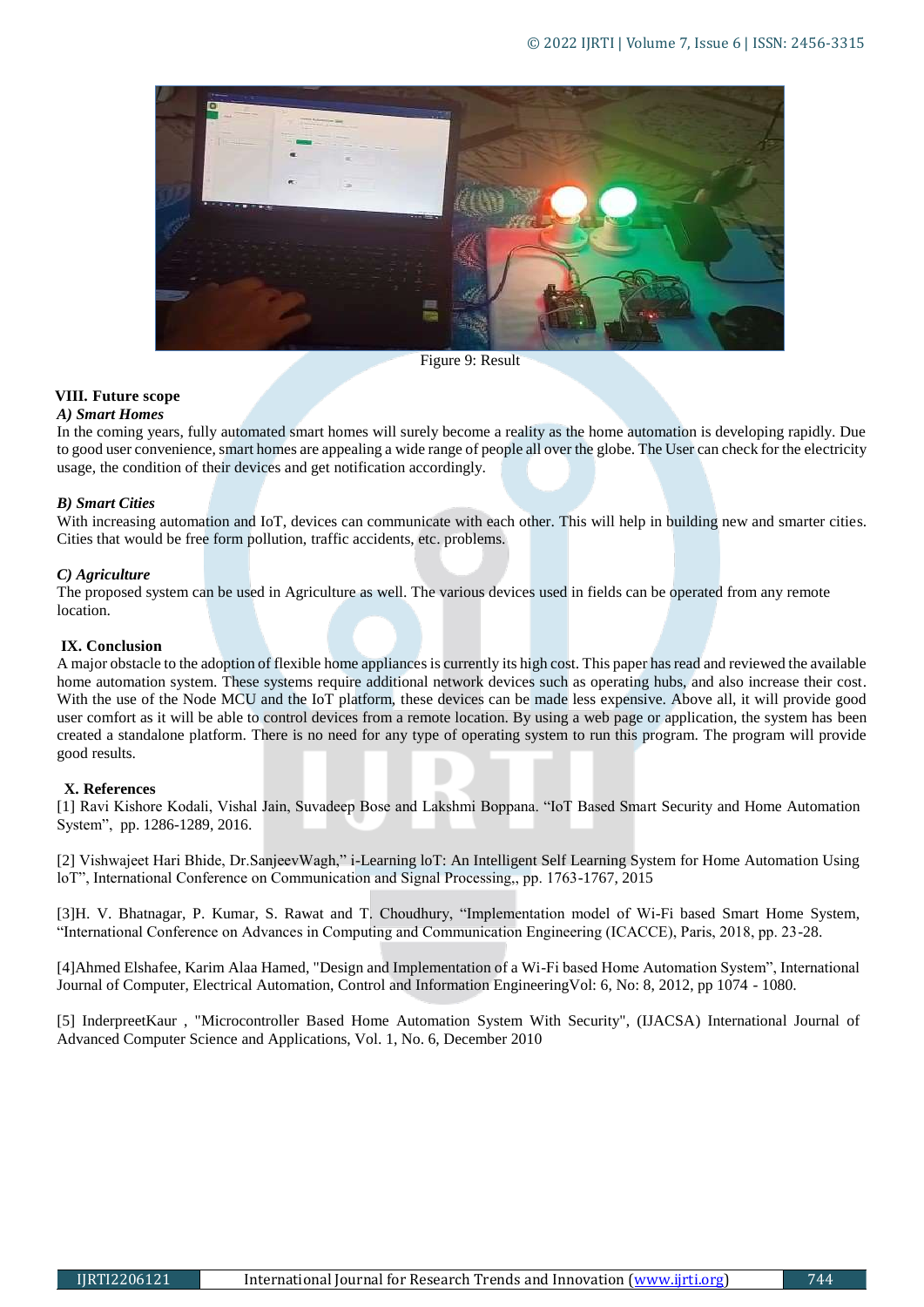Figure 9: Result

## VIII. Future scope

### *A) Smart Homes*

In the coming years, fully automated smart homes will surely become a reality as the home automation is developing rapidly. Due to good user convenience, smart homes are appealing a wide range of people all over the globe. The User can check for the electricity usage, the condition of their devices and get notification accordingly.

### *B) Smart Cities*

With increasing automation and IoT, devices can communicate with each other. This will help in building new and smarter cities. Cities that would be free form pollution, traffic accidents, etc. problems.

### *C) Agriculture*

The proposed system can be used in Agriculture as well. The various devices used in fields can be operated from any remote location.

## IX. Conclusion

A major obstacle to the adoption of flexible home appliances is currently its high cost. This paper has read and reviewed the available home automation system. These systems require additional network devices such as operating hubs, and also increase their cost. With the use of the Node MCU and the IoT platform, these devices can be made less expensive. Above all, it will provide good user comfort as it will be able to control devices from a remote location. By using a web page or application, the system has been created a standalone platform. There is no need for any type of operating system to run this program. The program will provide good results.

## X. References

[1] Ravi Kishore Kodali, Vishal Jain, Suvadeep Bose and Lakshmi Boppana. "IoT Based Smart Security and Home Automation System", pp. 1286-1289, 2016.

[2] Vishwajeet Hari Bhide, Dr.SanjeevWagh," i-Learning loT: An Intelligent Self Learning System for Home Automation Using loT", International Conference on Communication and Signal Processing,, pp. 1763-1767, 2015

[3]H. V. Bhatnagar, P. Kumar, S. Rawat and T. Choudhury, "Implementation model of Wi-Fi based Smart Home System, "International Conference on Advances in Computing and Communication Engineering (ICACCE), Paris, 2018, pp. 23-28.

[4]Ahmed Elshafee, Karim Alaa Hamed, "Design and Implementation of a Wi-Fi based Home Automation System", International Journal of Computer, Electrical Automation, Control and Information EngineeringVol: 6, No: 8, 2012, pp 1074 - 1080.

[5] InderpreetKaur , "Microcontroller Based Home Automation System With Security", (IJACSA) International Journal of Advanced Computer Science and Applications, Vol. 1, No. 6, December 2010